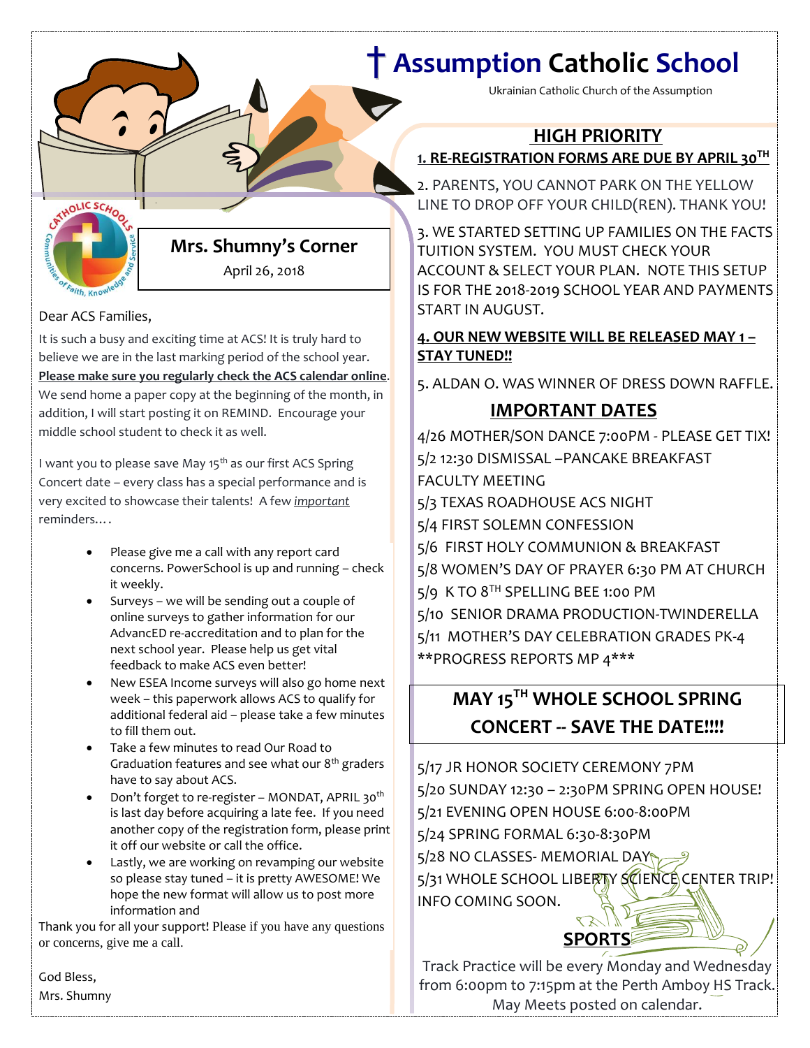# † Assumption Catholic School

Ukrainian Catholic Church of the Assumption

## Mrs. Shumny's Corner

April 26, 2018

Dear ACS Families,

It is such a busy and exciting time at ACS! It is truly hard to believe we are in the last marking period of the school year. **Please make sure you regularly check the ACS calendar online**. We send home a paper copy at the beginning of the month, in addition, I will start posting it on REMIND. Encourage your middle school student to check it as well.

I want you to please save May 15th as our first ACS Spring Concert date – every class has a special performance and is very excited to showcase their talents! A few *important* reminders….

- Please give me a call with any report card concerns. PowerSchool is up and running – check it weekly.
- Surveys – we will be sending out a couple of online surveys to gather information for our AdvancED re-accreditation and to plan for the next school year. Please help us get vital feedback to make ACS even better!
- New ESEA Income surveys will also go home next week – this paperwork allows ACS to qualify for additional federal aid – please take a few minutes to fill them out.
- Take a few minutes to read Our Road to Graduation features and see what our 8th graders have to say about ACS.
- Don't forget to re-register – MONDAT, APRIL 30th is last day before acquiring a late fee. If you need another copy of the registration form, please print it off our website or call the office.
- Lastly, we are working on revamping our website so please stay tuned – it is pretty AWESOME! We hope the new format will allow us to post more information and

Thank you for all your support! Please if you have any questions or concerns, give me a call.

God Bless,
Mrs. Shumny

## HIGH PRIORITY

**1. RE-REGISTRATION FORMS ARE DUE BY APRIL 30TH**

2. PARENTS, YOU CANNOT PARK ON THE YELLOW LINE TO DROP OFF YOUR CHILD(REN). THANK YOU!

3. WE STARTED SETTING UP FAMILIES ON THE FACTS TUITION SYSTEM. YOU MUST CHECK YOUR ACCOUNT & SELECT YOUR PLAN. NOTE THIS SETUP IS FOR THE 2018-2019 SCHOOL YEAR AND PAYMENTS START IN AUGUST.

**4. OUR NEW WEBSITE WILL BE RELEASED MAY 1 – STAY TUNED!!**

5. ALDAN O. WAS WINNER OF DRESS DOWN RAFFLE.

## IMPORTANT DATES

4/26 MOTHER/SON DANCE 7:00PM - PLEASE GET TIX!
5/2 12:30 DISMISSAL –PANCAKE BREAKFAST
FACULTY MEETING
5/3 TEXAS ROADHOUSE ACS NIGHT
5/4 FIRST SOLEMN CONFESSION
5/6 FIRST HOLY COMMUNION & BREAKFAST
5/8 WOMEN'S DAY OF PRAYER 6:30 PM AT CHURCH
5/9 K TO 8TH SPELLING BEE 1:00 PM
5/10 SENIOR DRAMA PRODUCTION-TWINDERELLA
5/11 MOTHER'S DAY CELEBRATION GRADES PK-4
**PROGRESS REPORTS MP 4***

**MAY 15TH WHOLE SCHOOL SPRING CONCERT -- SAVE THE DATE!!!!**

5/17 JR HONOR SOCIETY CEREMONY 7PM
5/20 SUNDAY 12:30 – 2:30PM SPRING OPEN HOUSE!
5/21 EVENING OPEN HOUSE 6:00-8:00PM
5/24 SPRING FORMAL 6:30-8:30PM
5/28 NO CLASSES- MEMORIAL DAY
5/31 WHOLE SCHOOL LIBERTY SCIENCE CENTER TRIP! INFO COMING SOON.

## SPORTS

Track Practice will be every Monday and Wednesday from 6:00pm to 7:15pm at the Perth Amboy HS Track. May Meets posted on calendar.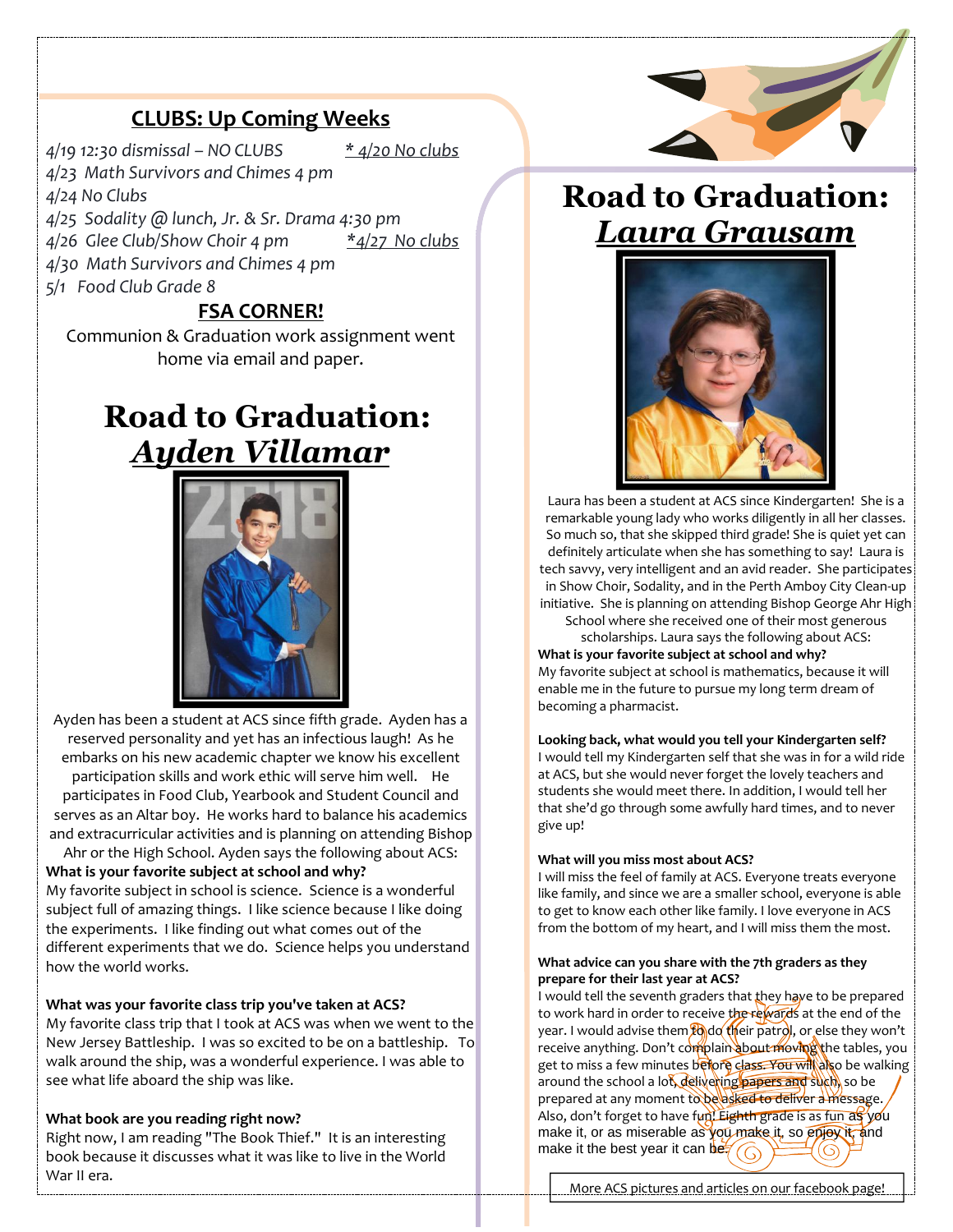## CLUBS: Up Coming Weeks

4/19 12:30 dismissal – NO CLUBS *4/20 No clubs
4/23 Math Survivors and Chimes 4 pm
4/24 No Clubs
4/25 Sodality @ lunch, Jr. & Sr. Drama 4:30 pm
4/26 Glee Club/Show Choir 4 pm *4/27 No clubs
4/30 Math Survivors and Chimes 4 pm
5/1 Food Club Grade 8

## FSA CORNER!

Communion & Graduation work assignment went home via email and paper.

# Road to Graduation: *Ayden Villamar*

Ayden has been a student at ACS since fifth grade. Ayden has a reserved personality and yet has an infectious laugh! As he embarks on his new academic chapter we know his excellent participation skills and work ethic will serve him well. He participates in Food Club, Yearbook and Student Council and serves as an Altar boy. He works hard to balance his academics and extracurricular activities and is planning on attending Bishop Ahr or the High School. Ayden says the following about ACS:

**What is your favorite subject at school and why?**
My favorite subject in school is science. Science is a wonderful subject full of amazing things. I like science because I like doing the experiments. I like finding out what comes out of the different experiments that we do. Science helps you understand how the world works.

**What was your favorite class trip you've taken at ACS?**
My favorite class trip that I took at ACS was when we went to the New Jersey Battleship. I was so excited to be on a battleship. To walk around the ship, was a wonderful experience. I was able to see what life aboard the ship was like.

**What book are you reading right now?**
Right now, I am reading "The Book Thief." It is an interesting book because it discusses what it was like to live in the World War II era.

# Road to Graduation: *Laura Grausam*

Laura has been a student at ACS since Kindergarten! She is a remarkable young lady who works diligently in all her classes. So much so, that she skipped third grade! She is quiet yet can definitely articulate when she has something to say! Laura is tech savvy, very intelligent and an avid reader. She participates in Show Choir, Sodality, and in the Perth Amboy City Clean-up initiative. She is planning on attending Bishop George Ahr High School where she received one of their most generous scholarships. Laura says the following about ACS:

**What is your favorite subject at school and why?**
My favorite subject at school is mathematics, because it will enable me in the future to pursue my long term dream of becoming a pharmacist.

**Looking back, what would you tell your Kindergarten self?**
I would tell my Kindergarten self that she was in for a wild ride at ACS, but she would never forget the lovely teachers and students she would meet there. In addition, I would tell her that she'd go through some awfully hard times, and to never give up!

**What will you miss most about ACS?**
I will miss the feel of family at ACS. Everyone treats everyone like family, and since we are a smaller school, everyone is able to get to know each other like family. I love everyone in ACS from the bottom of my heart, and I will miss them the most.

**What advice can you share with the 7th graders as they prepare for their last year at ACS?**
I would tell the seventh graders that they have to be prepared to work hard in order to receive the rewards at the end of the year. I would advise them to do their patrol, or else they won't receive anything. Don't complain about moving the tables, you get to miss a few minutes before class. You will also be walking around the school a lot, delivering papers and such, so be prepared at any moment to be asked to deliver a message. Also, don't forget to have fun! Eighth grade is as fun as you make it, or as miserable as you make it, so enjoy it, and make it the best year it can be.

More ACS pictures and articles on our facebook page!